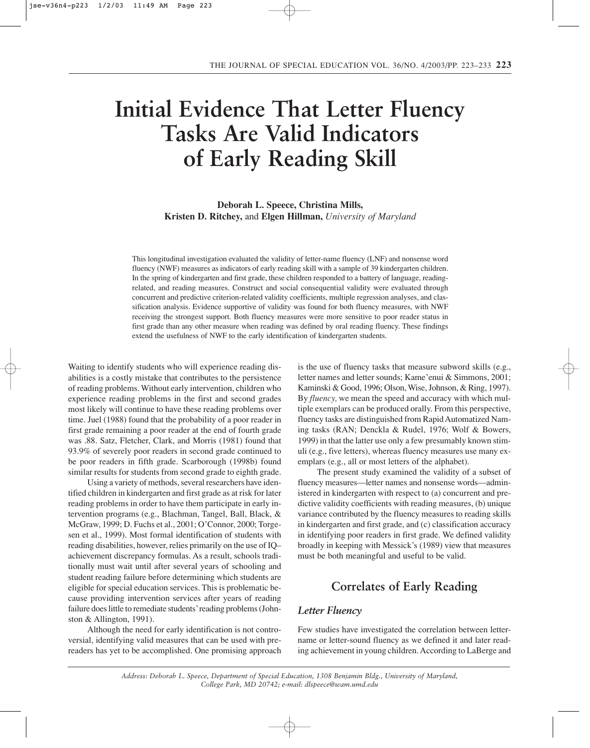# Initial Evidence That Letter Fluency Tasks Are Valid Indicators of Early Reading Skill

**Deborah L. Speece, Christina Mills, Kristen D. Ritchey,** and **Elgen Hillman,** *University of Maryland*

This longitudinal investigation evaluated the validity of letter-name fluency (LNF) and nonsense word fluency (NWF) measures as indicators of early reading skill with a sample of 39 kindergarten children. In the spring of kindergarten and first grade, these children responded to a battery of language, reading-related, and reading measures. Construct and social consequential validity were evaluated through concurrent and predictive criterion-related validity coefficients, multiple regression analyses, and classification analysis. Evidence supportive of validity was found for both fluency measures, with NWF receiving the strongest support. Both fluency measures were more sensitive to poor reader status in first grade than any other measure when reading was defined by oral reading fluency. These findings extend the usefulness of NWF to the early identification of kindergarten students.

Waiting to identify students who will experience reading disabilities is a costly mistake that contributes to the persistence of reading problems. Without early intervention, children who experience reading problems in the first and second grades most likely will continue to have these reading problems over time. Juel (1988) found that the probability of a poor reader in first grade remaining a poor reader at the end of fourth grade was .88. Satz, Fletcher, Clark, and Morris (1981) found that 93.9% of severely poor readers in second grade continued to be poor readers in fifth grade. Scarborough (1998b) found similar results for students from second grade to eighth grade.

Using a variety of methods, several researchers have identified children in kindergarten and first grade as at risk for later reading problems in order to have them participate in early intervention programs (e.g., Blachman, Tangel, Ball, Black, & McGraw, 1999; D. Fuchs et al., 2001; O'Connor, 2000; Torgesen et al., 1999). Most formal identification of students with reading disabilities, however, relies primarily on the use of IQ–achievement discrepancy formulas. As a result, schools traditionally must wait until after several years of schooling and student reading failure before determining which students are eligible for special education services. This is problematic because providing intervention services after years of reading failure does little to remediate students' reading problems (Johnston & Allington, 1991).

Although the need for early identification is not controversial, identifying valid measures that can be used with prereaders has yet to be accomplished. One promising approach is the use of fluency tasks that measure subword skills (e.g., letter names and letter sounds; Kame'enui & Simmons, 2001; Kaminski & Good, 1996; Olson, Wise, Johnson, & Ring, 1997). By *fluency,* we mean the speed and accuracy with which multiple exemplars can be produced orally. From this perspective, fluency tasks are distinguished from Rapid Automatized Naming tasks (RAN; Denckla & Rudel, 1976; Wolf & Bowers, 1999) in that the latter use only a few presumably known stimuli (e.g., five letters), whereas fluency measures use many exemplars (e.g., all or most letters of the alphabet).

The present study examined the validity of a subset of fluency measures—letter names and nonsense words—administered in kindergarten with respect to (a) concurrent and predictive validity coefficients with reading measures, (b) unique variance contributed by the fluency measures to reading skills in kindergarten and first grade, and (c) classification accuracy in identifying poor readers in first grade. We defined validity broadly in keeping with Messick's (1989) view that measures must be both meaningful and useful to be valid.

## Correlates of Early Reading

### Letter Fluency

Few studies have investigated the correlation between letter-name or letter-sound fluency as we defined it and later reading achievement in young children. According to LaBerge and

*Address: Deborah L. Speece, Department of Special Education, 1308 Benjamin Bldg., University of Maryland, College Park, MD 20742; e-mail: dlspeece@wam.umd.edu*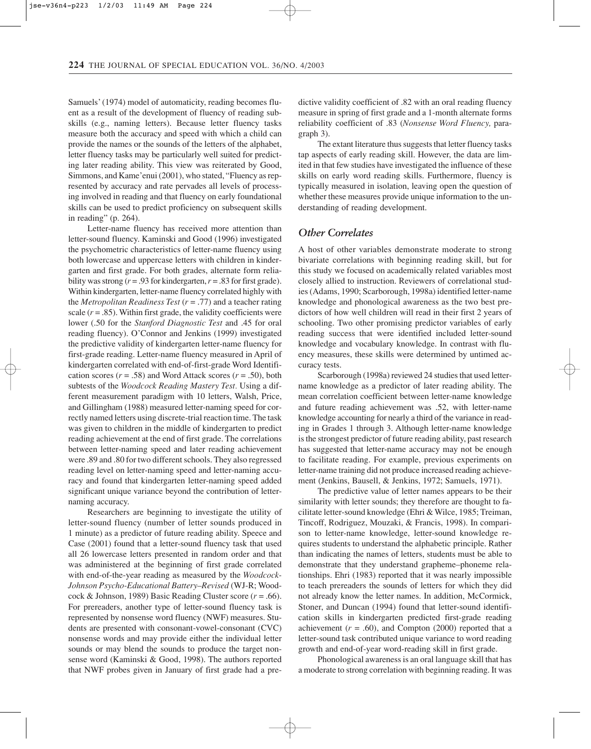Samuels' (1974) model of automaticity, reading becomes fluent as a result of the development of fluency of reading subskills (e.g., naming letters). Because letter fluency tasks measure both the accuracy and speed with which a child can provide the names or the sounds of the letters of the alphabet, letter fluency tasks may be particularly well suited for predicting later reading ability. This view was reiterated by Good, Simmons, and Kame'enui (2001), who stated, "Fluency as represented by accuracy and rate pervades all levels of processing involved in reading and that fluency on early foundational skills can be used to predict proficiency on subsequent skills in reading" (p. 264).

Letter-name fluency has received more attention than letter-sound fluency. Kaminski and Good (1996) investigated the psychometric characteristics of letter-name fluency using both lowercase and uppercase letters with children in kindergarten and first grade. For both grades, alternate form reliability was strong ($r = .93$ for kindergarten, $r = .83$ for first grade). Within kindergarten, letter-name fluency correlated highly with the *Metropolitan Readiness Test* ($r = .77$) and a teacher rating scale ($r = .85$). Within first grade, the validity coefficients were lower (.50 for the *Stanford Diagnostic Test* and .45 for oral reading fluency). O'Connor and Jenkins (1999) investigated the predictive validity of kindergarten letter-name fluency for first-grade reading. Letter-name fluency measured in April of kindergarten correlated with end-of-first-grade Word Identification scores ($r = .58$) and Word Attack scores ($r = .50$), both subtests of the *Woodcock Reading Mastery Test*. Using a different measurement paradigm with 10 letters, Walsh, Price, and Gillingham (1988) measured letter-naming speed for correctly named letters using discrete-trial reaction time. The task was given to children in the middle of kindergarten to predict reading achievement at the end of first grade. The correlations between letter-naming speed and later reading achievement were .89 and .80 for two different schools. They also regressed reading level on letter-naming speed and letter-naming accuracy and found that kindergarten letter-naming speed added significant unique variance beyond the contribution of letter-naming accuracy.

Researchers are beginning to investigate the utility of letter-sound fluency (number of letter sounds produced in 1 minute) as a predictor of future reading ability. Speece and Case (2001) found that a letter-sound fluency task that used all 26 lowercase letters presented in random order and that was administered at the beginning of first grade correlated with end-of-the-year reading as measured by the *Woodcock-Johnson Psycho-Educational Battery–Revised* (WJ-R; Woodcock & Johnson, 1989) Basic Reading Cluster score ($r = .66$). For prereaders, another type of letter-sound fluency task is represented by nonsense word fluency (NWF) measures. Students are presented with consonant-vowel-consonant (CVC) nonsense words and may provide either the individual letter sounds or may blend the sounds to produce the target nonsense word (Kaminski & Good, 1998). The authors reported that NWF probes given in January of first grade had a predictive validity coefficient of .82 with an oral reading fluency measure in spring of first grade and a 1-month alternate forms reliability coefficient of .83 (*Nonsense Word Fluency,* paragraph 3).

The extant literature thus suggests that letter fluency tasks tap aspects of early reading skill. However, the data are limited in that few studies have investigated the influence of these skills on early word reading skills. Furthermore, fluency is typically measured in isolation, leaving open the question of whether these measures provide unique information to the understanding of reading development.

## *Other Correlates*

A host of other variables demonstrate moderate to strong bivariate correlations with beginning reading skill, but for this study we focused on academically related variables most closely allied to instruction. Reviewers of correlational studies (Adams, 1990; Scarborough, 1998a) identified letter-name knowledge and phonological awareness as the two best predictors of how well children will read in their first 2 years of schooling. Two other promising predictor variables of early reading success that were identified included letter-sound knowledge and vocabulary knowledge. In contrast with fluency measures, these skills were determined by untimed accuracy tests.

Scarborough (1998a) reviewed 24 studies that used letter-name knowledge as a predictor of later reading ability. The mean correlation coefficient between letter-name knowledge and future reading achievement was .52, with letter-name knowledge accounting for nearly a third of the variance in reading in Grades 1 through 3. Although letter-name knowledge is the strongest predictor of future reading ability, past research has suggested that letter-name accuracy may not be enough to facilitate reading. For example, previous experiments on letter-name training did not produce increased reading achievement (Jenkins, Bausell, & Jenkins, 1972; Samuels, 1971).

The predictive value of letter names appears to be their similarity with letter sounds; they therefore are thought to facilitate letter-sound knowledge (Ehri & Wilce, 1985; Treiman, Tincoff, Rodriguez, Mouzaki, & Francis, 1998). In comparison to letter-name knowledge, letter-sound knowledge requires students to understand the alphabetic principle. Rather than indicating the names of letters, students must be able to demonstrate that they understand grapheme–phoneme relationships. Ehri (1983) reported that it was nearly impossible to teach prereaders the sounds of letters for which they did not already know the letter names. In addition, McCormick, Stoner, and Duncan (1994) found that letter-sound identification skills in kindergarten predicted first-grade reading achievement ($r = .60$), and Compton (2000) reported that a letter-sound task contributed unique variance to word reading growth and end-of-year word-reading skill in first grade.

Phonological awareness is an oral language skill that has a moderate to strong correlation with beginning reading. It was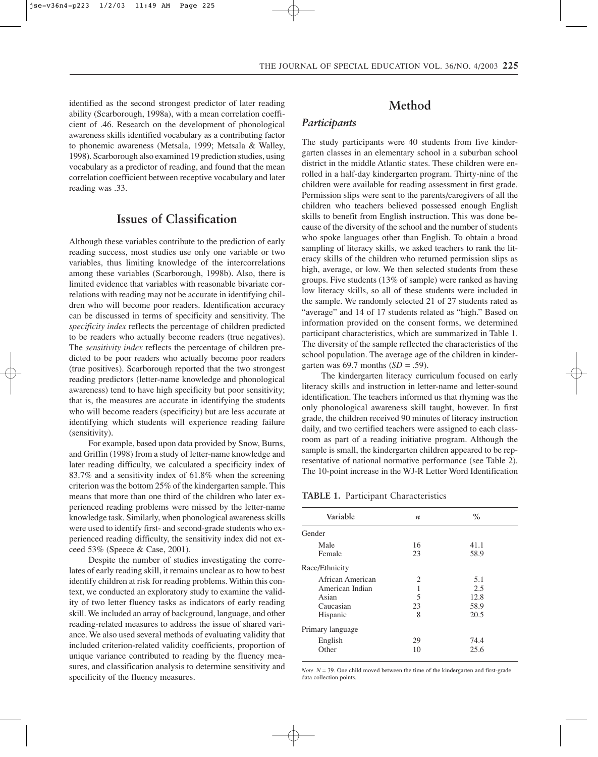identified as the second strongest predictor of later reading ability (Scarborough, 1998a), with a mean correlation coefficient of .46. Research on the development of phonological awareness skills identified vocabulary as a contributing factor to phonemic awareness (Metsala, 1999; Metsala & Walley, 1998). Scarborough also examined 19 prediction studies, using vocabulary as a predictor of reading, and found that the mean correlation coefficient between receptive vocabulary and later reading was .33.

## Issues of Classification

Although these variables contribute to the prediction of early reading success, most studies use only one variable or two variables, thus limiting knowledge of the intercorrelations among these variables (Scarborough, 1998b). Also, there is limited evidence that variables with reasonable bivariate correlations with reading may not be accurate in identifying children who will become poor readers. Identification accuracy can be discussed in terms of specificity and sensitivity. The *specificity index* reflects the percentage of children predicted to be readers who actually become readers (true negatives). The *sensitivity index* reflects the percentage of children predicted to be poor readers who actually become poor readers (true positives). Scarborough reported that the two strongest reading predictors (letter-name knowledge and phonological awareness) tend to have high specificity but poor sensitivity; that is, the measures are accurate in identifying the students who will become readers (specificity) but are less accurate at identifying which students will experience reading failure (sensitivity).

For example, based upon data provided by Snow, Burns, and Griffin (1998) from a study of letter-name knowledge and later reading difficulty, we calculated a specificity index of 83.7% and a sensitivity index of 61.8% when the screening criterion was the bottom 25% of the kindergarten sample. This means that more than one third of the children who later experienced reading problems were missed by the letter-name knowledge task. Similarly, when phonological awareness skills were used to identify first- and second-grade students who experienced reading difficulty, the sensitivity index did not exceed 53% (Speece & Case, 2001).

Despite the number of studies investigating the correlates of early reading skill, it remains unclear as to how to best identify children at risk for reading problems. Within this context, we conducted an exploratory study to examine the validity of two letter fluency tasks as indicators of early reading skill. We included an array of background, language, and other reading-related measures to address the issue of shared variance. We also used several methods of evaluating validity that included criterion-related validity coefficients, proportion of unique variance contributed to reading by the fluency measures, and classification analysis to determine sensitivity and specificity of the fluency measures.

# Method

## Participants

The study participants were 40 students from five kindergarten classes in an elementary school in a suburban school district in the middle Atlantic states. These children were enrolled in a half-day kindergarten program. Thirty-nine of the children were available for reading assessment in first grade. Permission slips were sent to the parents/caregivers of all the children who teachers believed possessed enough English skills to benefit from English instruction. This was done because of the diversity of the school and the number of students who spoke languages other than English. To obtain a broad sampling of literacy skills, we asked teachers to rank the literacy skills of the children who returned permission slips as high, average, or low. We then selected students from these groups. Five students (13% of sample) were ranked as having low literacy skills, so all of these students were included in the sample. We randomly selected 21 of 27 students rated as "average" and 14 of 17 students related as "high." Based on information provided on the consent forms, we determined participant characteristics, which are summarized in Table 1. The diversity of the sample reflected the characteristics of the school population. The average age of the children in kindergarten was 69.7 months (*SD* = .59).

The kindergarten literacy curriculum focused on early literacy skills and instruction in letter-name and letter-sound identification. The teachers informed us that rhyming was the only phonological awareness skill taught, however. In first grade, the children received 90 minutes of literacy instruction daily, and two certified teachers were assigned to each classroom as part of a reading initiative program. Although the sample is small, the kindergarten children appeared to be representative of national normative performance (see Table 2). The 10-point increase in the WJ-R Letter Word Identification

**TABLE 1.** Participant Characteristics

| Variable | *n* | % |
|---|---|---|
| Gender | | |
| Male | 16 | 41.1 |
| Female | 23 | 58.9 |
| Race/Ethnicity | | |
| African American | 2 | 5.1 |
| American Indian | 1 | 2.5 |
| Asian | 5 | 12.8 |
| Caucasian | 23 | 58.9 |
| Hispanic | 8 | 20.5 |
| Primary language | | |
| English | 29 | 74.4 |
| Other | 10 | 25.6 |

*Note. N* = 39. One child moved between the time of the kindergarten and first-grade data collection points.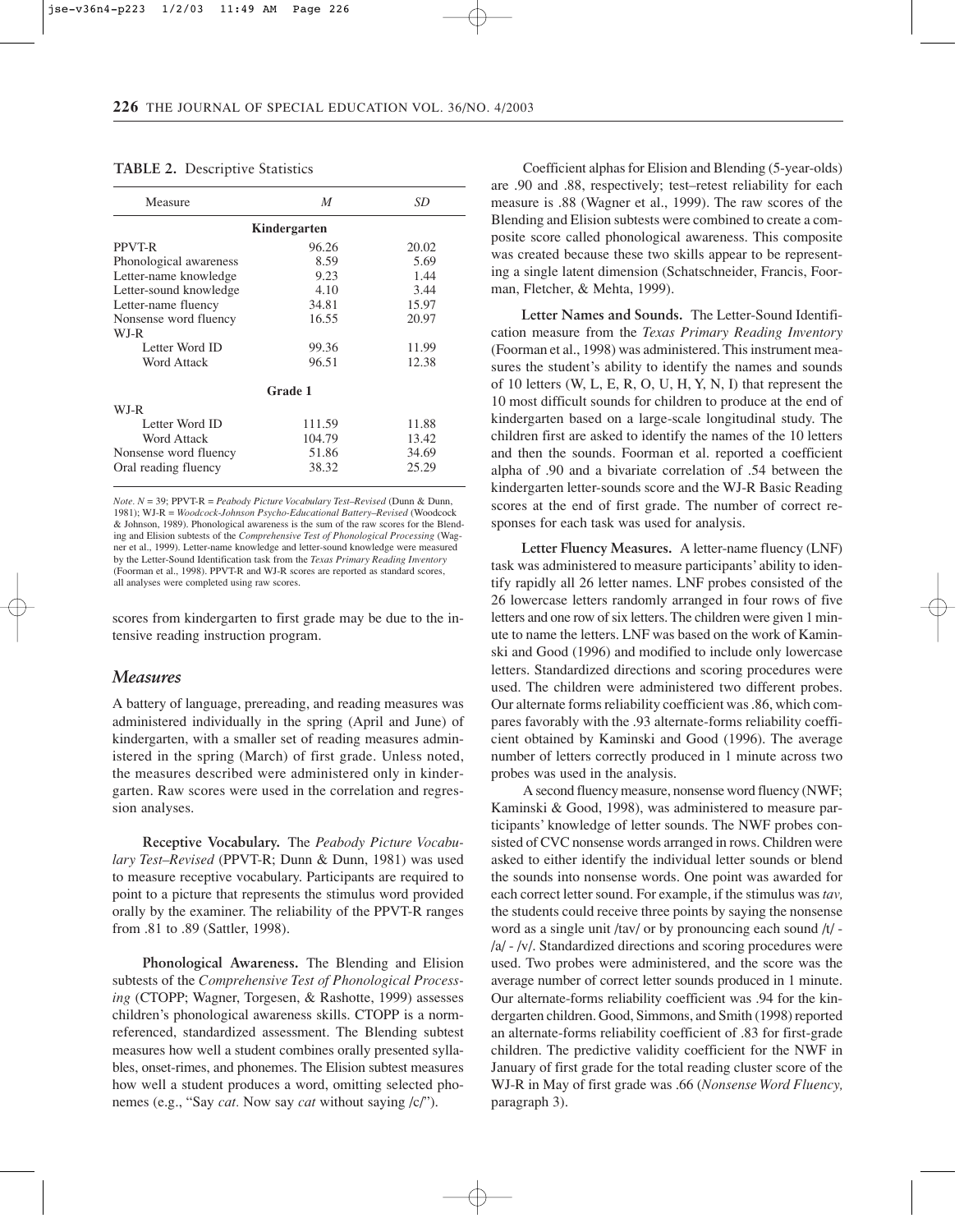**TABLE 2.** Descriptive Statistics

| Measure | *M* | *SD* |
|---|---|---|
| **Kindergarten** | | |
| PPVT-R | 96.26 | 20.02 |
| Phonological awareness | 8.59 | 5.69 |
| Letter-name knowledge | 9.23 | 1.44 |
| Letter-sound knowledge | 4.10 | 3.44 |
| Letter-name fluency | 34.81 | 15.97 |
| Nonsense word fluency | 16.55 | 20.97 |
| WJ-R | | |
| Letter Word ID | 99.36 | 11.99 |
| Word Attack | 96.51 | 12.38 |
| **Grade 1** | | |
| WJ-R | | |
| Letter Word ID | 111.59 | 11.88 |
| Word Attack | 104.79 | 13.42 |
| Nonsense word fluency | 51.86 | 34.69 |
| Oral reading fluency | 38.32 | 25.29 |

*Note. N* = 39; PPVT-R = *Peabody Picture Vocabulary Test–Revised* (Dunn & Dunn, 1981); WJ-R = *Woodcock-Johnson Psycho-Educational Battery–Revised* (Woodcock & Johnson, 1989). Phonological awareness is the sum of the raw scores for the Blending and Elision subtests of the *Comprehensive Test of Phonological Processing* (Wagner et al., 1999). Letter-name knowledge and letter-sound knowledge were measured by the Letter-Sound Identification task from the *Texas Primary Reading Inventory* (Foorman et al., 1998). PPVT-R and WJ-R scores are reported as standard scores, all analyses were completed using raw scores.

scores from kindergarten to first grade may be due to the intensive reading instruction program.

## *Measures*

A battery of language, prereading, and reading measures was administered individually in the spring (April and June) of kindergarten, with a smaller set of reading measures administered in the spring (March) of first grade. Unless noted, the measures described were administered only in kindergarten. Raw scores were used in the correlation and regression analyses.

**Receptive Vocabulary.** The *Peabody Picture Vocabulary Test–Revised* (PPVT-R; Dunn & Dunn, 1981) was used to measure receptive vocabulary. Participants are required to point to a picture that represents the stimulus word provided orally by the examiner. The reliability of the PPVT-R ranges from .81 to .89 (Sattler, 1998).

**Phonological Awareness.** The Blending and Elision subtests of the *Comprehensive Test of Phonological Processing* (CTOPP; Wagner, Torgesen, & Rashotte, 1999) assesses children's phonological awareness skills. CTOPP is a norm-referenced, standardized assessment. The Blending subtest measures how well a student combines orally presented syllables, onset-rimes, and phonemes. The Elision subtest measures how well a student produces a word, omitting selected phonemes (e.g., "Say *cat.* Now say *cat* without saying /c/").

Coefficient alphas for Elision and Blending (5-year-olds) are .90 and .88, respectively; test–retest reliability for each measure is .88 (Wagner et al., 1999). The raw scores of the Blending and Elision subtests were combined to create a composite score called phonological awareness. This composite was created because these two skills appear to be representing a single latent dimension (Schatschneider, Francis, Foorman, Fletcher, & Mehta, 1999).

**Letter Names and Sounds.** The Letter-Sound Identification measure from the *Texas Primary Reading Inventory* (Foorman et al., 1998) was administered. This instrument measures the student's ability to identify the names and sounds of 10 letters (W, L, E, R, O, U, H, Y, N, I) that represent the 10 most difficult sounds for children to produce at the end of kindergarten based on a large-scale longitudinal study. The children first are asked to identify the names of the 10 letters and then the sounds. Foorman et al. reported a coefficient alpha of .90 and a bivariate correlation of .54 between the kindergarten letter-sounds score and the WJ-R Basic Reading scores at the end of first grade. The number of correct responses for each task was used for analysis.

**Letter Fluency Measures.** A letter-name fluency (LNF) task was administered to measure participants' ability to identify rapidly all 26 letter names. LNF probes consisted of the 26 lowercase letters randomly arranged in four rows of five letters and one row of six letters. The children were given 1 minute to name the letters. LNF was based on the work of Kaminski and Good (1996) and modified to include only lowercase letters. Standardized directions and scoring procedures were used. The children were administered two different probes. Our alternate forms reliability coefficient was .86, which compares favorably with the .93 alternate-forms reliability coefficient obtained by Kaminski and Good (1996). The average number of letters correctly produced in 1 minute across two probes was used in the analysis.

A second fluency measure, nonsense word fluency (NWF; Kaminski & Good, 1998), was administered to measure participants' knowledge of letter sounds. The NWF probes consisted of CVC nonsense words arranged in rows. Children were asked to either identify the individual letter sounds or blend the sounds into nonsense words. One point was awarded for each correct letter sound. For example, if the stimulus was *tav,* the students could receive three points by saying the nonsense word as a single unit /tav/ or by pronouncing each sound /t/ - /a/ - /v/. Standardized directions and scoring procedures were used. Two probes were administered, and the score was the average number of correct letter sounds produced in 1 minute. Our alternate-forms reliability coefficient was .94 for the kindergarten children. Good, Simmons, and Smith (1998) reported an alternate-forms reliability coefficient of .83 for first-grade children. The predictive validity coefficient for the NWF in January of first grade for the total reading cluster score of the WJ-R in May of first grade was .66 (*Nonsense Word Fluency,* paragraph 3).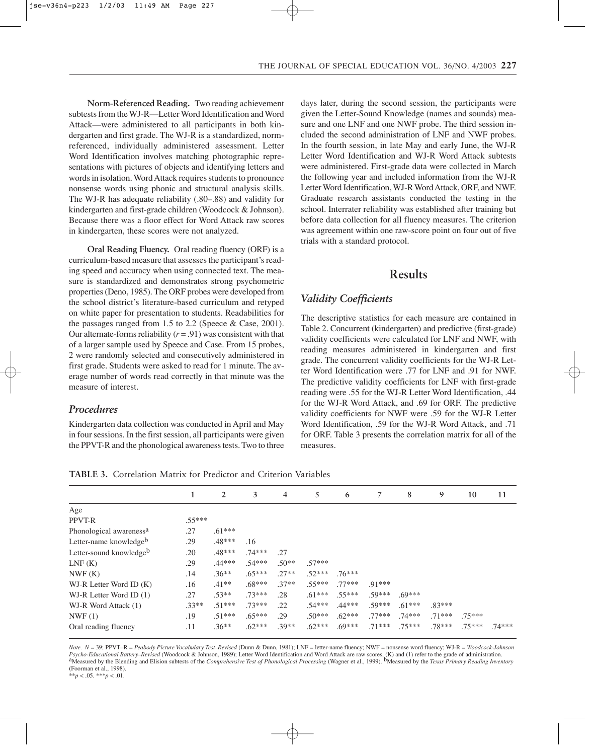**Norm-Referenced Reading.** Two reading achievement subtests from the WJ-R—Letter Word Identification and Word Attack—were administered to all participants in both kindergarten and first grade. The WJ-R is a standardized, norm-referenced, individually administered assessment. Letter Word Identification involves matching photographic representations with pictures of objects and identifying letters and words in isolation. Word Attack requires students to pronounce nonsense words using phonic and structural analysis skills. The WJ-R has adequate reliability (.80–.88) and validity for kindergarten and first-grade children (Woodcock & Johnson). Because there was a floor effect for Word Attack raw scores in kindergarten, these scores were not analyzed.

**Oral Reading Fluency.** Oral reading fluency (ORF) is a curriculum-based measure that assesses the participant's reading speed and accuracy when using connected text. The measure is standardized and demonstrates strong psychometric properties (Deno, 1985). The ORF probes were developed from the school district's literature-based curriculum and retyped on white paper for presentation to students. Readabilities for the passages ranged from 1.5 to 2.2 (Speece & Case, 2001). Our alternate-forms reliability ($r = .91$) was consistent with that of a larger sample used by Speece and Case. From 15 probes, 2 were randomly selected and consecutively administered in first grade. Students were asked to read for 1 minute. The average number of words read correctly in that minute was the measure of interest.

### *Procedures*

Kindergarten data collection was conducted in April and May in four sessions. In the first session, all participants were given the PPVT-R and the phonological awareness tests. Two to three days later, during the second session, the participants were given the Letter-Sound Knowledge (names and sounds) measure and one LNF and one NWF probe. The third session included the second administration of LNF and NWF probes. In the fourth session, in late May and early June, the WJ-R Letter Word Identification and WJ-R Word Attack subtests were administered. First-grade data were collected in March the following year and included information from the WJ-R Letter Word Identification, WJ-R Word Attack, ORF, and NWF. Graduate research assistants conducted the testing in the school. Interrater reliability was established after training but before data collection for all fluency measures. The criterion was agreement within one raw-score point on four out of five trials with a standard protocol.

## Results

### *Validity Coefficients*

The descriptive statistics for each measure are contained in Table 2. Concurrent (kindergarten) and predictive (first-grade) validity coefficients were calculated for LNF and NWF, with reading measures administered in kindergarten and first grade. The concurrent validity coefficients for the WJ-R Letter Word Identification were .77 for LNF and .91 for NWF. The predictive validity coefficients for LNF with first-grade reading were .55 for the WJ-R Letter Word Identification, .44 for the WJ-R Word Attack, and .69 for ORF. The predictive validity coefficients for NWF were .59 for the WJ-R Letter Word Identification, .59 for the WJ-R Word Attack, and .71 for ORF. Table 3 presents the correlation matrix for all of the measures.

**TABLE 3.** Correlation Matrix for Predictor and Criterion Variables

| | 1 | 2 | 3 | 4 | 5 | 6 | 7 | 8 | 9 | 10 | 11 |
|---|---|---|---|---|---|---|---|---|---|---|---|
| Age | | | | | | | | | | | |
| PPVT-R | .55*** | | | | | | | | | | |
| Phonological awareness[a] | .27 | .61*** | | | | | | | | | |
| Letter-name knowledge[b] | .29 | .48*** | .16 | | | | | | | | |
| Letter-sound knowledge[b] | .20 | .48*** | .74*** | .27 | | | | | | | |
| LNF (K) | .29 | .44*** | .54*** | .50** | .57*** | | | | | | |
| NWF (K) | .14 | .36** | .65*** | .27** | .52*** | .76*** | | | | | |
| WJ-R Letter Word ID (K) | .16 | .41** | .68*** | .37** | .55*** | .77*** | .91*** | | | | |
| WJ-R Letter Word ID (1) | .27 | .53** | .73*** | .28 | .61*** | .55*** | .59*** | .69*** | | | |
| WJ-R Word Attack (1) | .33** | .51*** | .73*** | .22 | .54*** | .44*** | .59*** | .61*** | .83*** | | |
| NWF (1) | .19 | .51*** | .65*** | .29 | .50*** | .62*** | .77*** | .74*** | .71*** | .75*** | |
| Oral reading fluency | .11 | .36** | .62*** | .39** | .62*** | .69*** | .71*** | .75*** | .78*** | .75*** | .74*** |

*Note.* $N = 39$; PPVT–R = *Peabody Picture Vocabulary Test–Revised* (Dunn & Dunn, 1981); LNF = letter-name fluency; NWF = nonsense word fluency; WJ-R = *Woodcock-Johnson Psycho-Educational Battery–Revised* (Woodcock & Johnson, 1989); Letter Word Identification and Word Attack are raw scores, (K) and (1) refer to the grade of administration.
[a]Measured by the Blending and Elision subtests of the *Comprehensive Test of Phonological Processing* (Wagner et al., 1999). [b]Measured by the *Texas Primary Reading Inventory* (Foorman et al., 1998).
$^{**}p < .05$. $^{***}p < .01$.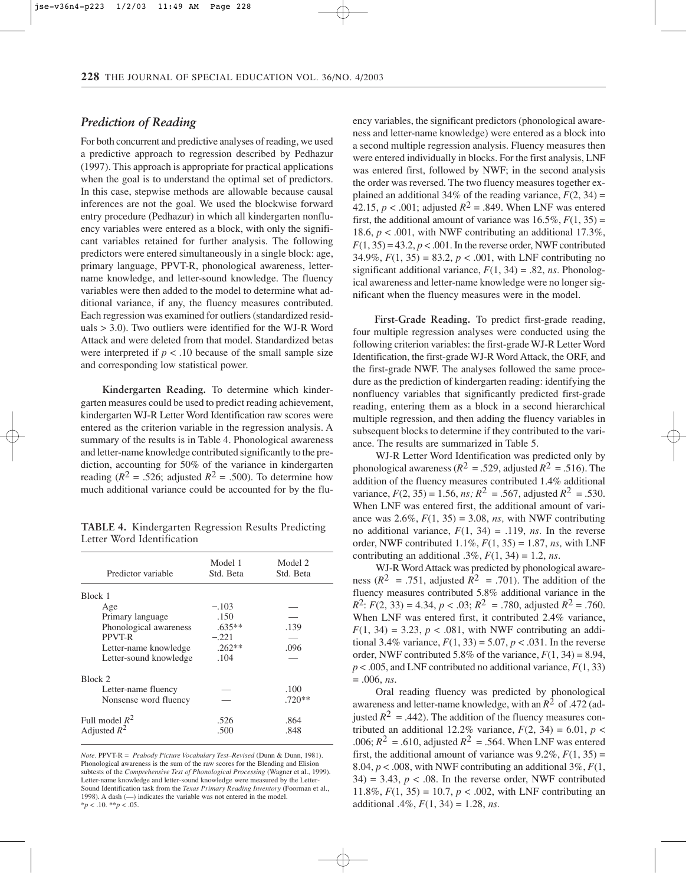## *Prediction of Reading*

For both concurrent and predictive analyses of reading, we used a predictive approach to regression described by Pedhazur (1997). This approach is appropriate for practical applications when the goal is to understand the optimal set of predictors. In this case, stepwise methods are allowable because causal inferences are not the goal. We used the blockwise forward entry procedure (Pedhazur) in which all kindergarten nonfluency variables were entered as a block, with only the significant variables retained for further analysis. The following predictors were entered simultaneously in a single block: age, primary language, PPVT-R, phonological awareness, letter-name knowledge, and letter-sound knowledge. The fluency variables were then added to the model to determine what additional variance, if any, the fluency measures contributed. Each regression was examined for outliers (standardized residuals > 3.0). Two outliers were identified for the WJ-R Word Attack and were deleted from that model. Standardized betas were interpreted if $p < .10$ because of the small sample size and corresponding low statistical power.

**Kindergarten Reading.** To determine which kindergarten measures could be used to predict reading achievement, kindergarten WJ-R Letter Word Identification raw scores were entered as the criterion variable in the regression analysis. A summary of the results is in Table 4. Phonological awareness and letter-name knowledge contributed significantly to the prediction, accounting for 50% of the variance in kindergarten reading ($R^2 = .526$; adjusted $R^2 = .500$). To determine how much additional variance could be accounted for by the fluency variables, the significant predictors (phonological awareness and letter-name knowledge) were entered as a block into a second multiple regression analysis. Fluency measures then were entered individually in blocks. For the first analysis, LNF was entered first, followed by NWF; in the second analysis the order was reversed. The two fluency measures together explained an additional 34% of the reading variance, $F(2, 34) = 42.15$, $p < .001$; adjusted $R^2 = .849$. When LNF was entered first, the additional amount of variance was 16.5%, $F(1, 35) = 18.6$, $p < .001$, with NWF contributing an additional 17.3%, $F(1, 35) = 43.2$, $p < .001$. In the reverse order, NWF contributed 34.9%, $F(1, 35) = 83.2$, $p < .001$, with LNF contributing no significant additional variance, $F(1, 34) = .82$, *ns*. Phonological awareness and letter-name knowledge were no longer significant when the fluency measures were in the model.

**TABLE 4.** Kindergarten Regression Results Predicting Letter Word Identification

| Predictor variable | Model 1 Std. Beta | Model 2 Std. Beta |
|---|---|---|
| Block 1 | | |
| Age | −.103 | — |
| Primary language | .150 | — |
| Phonological awareness | .635** | .139 |
| PPVT-R | −.221 | — |
| Letter-name knowledge | .262** | .096 |
| Letter-sound knowledge | .104 | — |
| Block 2 | | |
| Letter-name fluency | — | .100 |
| Nonsense word fluency | — | .720** |
| Full model $R^2$ | .526 | .864 |
| Adjusted $R^2$ | .500 | .848 |

*Note*. PPVT-R = *Peabody Picture Vocabulary Test–Revised* (Dunn & Dunn, 1981). Phonological awareness is the sum of the raw scores for the Blending and Elision subtests of the *Comprehensive Test of Phonological Processing* (Wagner et al., 1999). Letter-name knowledge and letter-sound knowledge were measured by the Letter-Sound Identification task from the *Texas Primary Reading Inventory* (Foorman et al., 1998). A dash (—) indicates the variable was not entered in the model.
*$p < .10$. **$p < .05$.

**First-Grade Reading.** To predict first-grade reading, four multiple regression analyses were conducted using the following criterion variables: the first-grade WJ-R Letter Word Identification, the first-grade WJ-R Word Attack, the ORF, and the first-grade NWF. The analyses followed the same procedure as the prediction of kindergarten reading: identifying the nonfluency variables that significantly predicted first-grade reading, entering them as a block in a second hierarchical multiple regression, and then adding the fluency variables in subsequent blocks to determine if they contributed to the variance. The results are summarized in Table 5.

WJ-R Letter Word Identification was predicted only by phonological awareness ($R^2 = .529$, adjusted $R^2 = .516$). The addition of the fluency measures contributed 1.4% additional variance, $F(2, 35) = 1.56$, *ns;* $R^2 = .567$, adjusted $R^2 = .530$. When LNF was entered first, the additional amount of variance was 2.6%, $F(1, 35) = 3.08$, *ns,* with NWF contributing no additional variance, $F(1, 34) = .119$, *ns.* In the reverse order, NWF contributed 1.1%, $F(1, 35) = 1.87$, *ns,* with LNF contributing an additional .3%, $F(1, 34) = 1.2$, *ns*.

WJ-R Word Attack was predicted by phonological awareness ($R^2 = .751$, adjusted $R^2 = .701$). The addition of the fluency measures contributed 5.8% additional variance in the $R^2$: $F(2, 33) = 4.34$, $p < .03$; $R^2 = .780$, adjusted $R^2 = .760$. When LNF was entered first, it contributed 2.4% variance, $F(1, 34) = 3.23$, $p < .081$, with NWF contributing an additional 3.4% variance, $F(1, 33) = 5.07$, $p < .031$. In the reverse order, NWF contributed 5.8% of the variance, $F(1, 34) = 8.94$, $p < .005$, and LNF contributed no additional variance, $F(1, 33) = .006$, *ns*.

Oral reading fluency was predicted by phonological awareness and letter-name knowledge, with an $R^2$ of .472 (adjusted $R^2 = .442$). The addition of the fluency measures contributed an additional 12.2% variance, $F(2, 34) = 6.01$, $p < .006$; $R^2 = .610$, adjusted $R^2 = .564$. When LNF was entered first, the additional amount of variance was 9.2%, $F(1, 35) = 8.04$, $p < .008$, with NWF contributing an additional 3%, $F(1, 34) = 3.43$, $p < .08$. In the reverse order, NWF contributed 11.8%, $F(1, 35) = 10.7$, $p < .002$, with LNF contributing an additional .4%, $F(1, 34) = 1.28$, *ns.*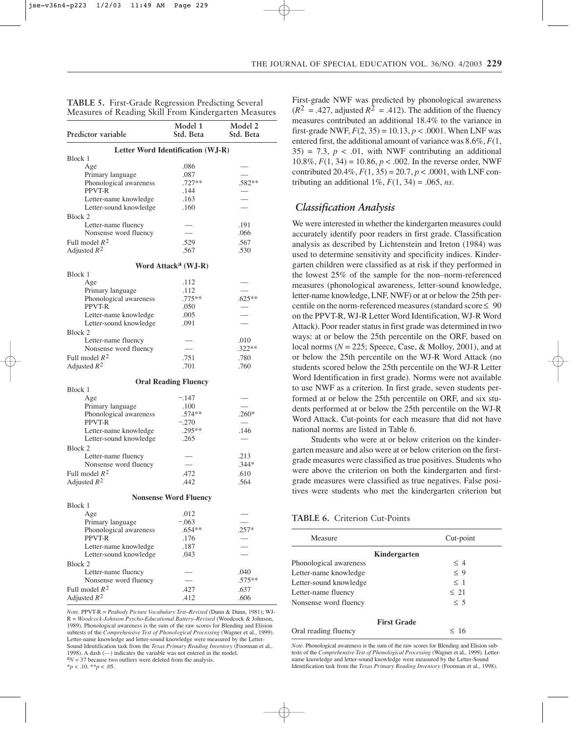**TABLE 5.** First-Grade Regression Predicting Several Measures of Reading Skill From Kindergarten Measures

| Predictor variable | Model 1 Std. Beta | Model 2 Std. Beta |
|---|---|---|
| **Letter Word Identification (WJ-R)** | | |
| Block 1 | | |
| Age | .086 | — |
| Primary language | .087 | — |
| Phonological awareness | .727** | .582** |
| PPVT-R | .144 | — |
| Letter-name knowledge | .163 | — |
| Letter-sound knowledge | .160 | — |
| Block 2 | | |
| Letter-name fluency | — | .191 |
| Nonsense word fluency | — | .066 |
| Full model $R^2$ | .529 | .567 |
| Adjusted $R^2$ | .567 | .530 |
| **Word Attack[a] (WJ-R)** | | |
| Block 1 | | |
| Age | .112 | — |
| Primary language | .112 | — |
| Phonological awareness | .775** | .625** |
| PPVT-R | .050 | — |
| Letter-name knowledge | .005 | — |
| Letter-sound knowledge | .091 | — |
| Block 2 | | |
| Letter-name fluency | — | .010 |
| Nonsense word fluency | — | .322** |
| Full model $R^2$ | .751 | .780 |
| Adjusted $R^2$ | .701 | .760 |
| **Oral Reading Fluency** | | |
| Block 1 | | |
| Age | −.147 | — |
| Primary language | .100 | — |
| Phonological awareness | .574** | .260* |
| PPVT-R | −.270 | — |
| Letter-name knowledge | .295** | .146 |
| Letter-sound knowledge | .265 | — |
| Block 2 | | |
| Letter-name fluency | — | .213 |
| Nonsense word fluency | — | .344* |
| Full model $R^2$ | .472 | .610 |
| Adjusted $R^2$ | .442 | .564 |
| **Nonsense Word Fluency** | | |
| Block 1 | | |
| Age | .012 | — |
| Primary language | −.063 | — |
| Phonological awareness | .654** | .257* |
| PPVT-R | .176 | — |
| Letter-name knowledge | .187 | — |
| Letter-sound knowledge | .043 | — |
| Block 2 | | |
| Letter-name fluency | — | .040 |
| Nonsense word fluency | — | .575** |
| Full model $R^2$ | .427 | .637 |
| Adjusted $R^2$ | .412 | .606 |

*Note.* PPVT-R = *Peabody Picture Vocabulary Test–Revised* (Dunn & Dunn, 1981); WJ-R = *Woodcock-Johnson Psycho-Educational Battery–Revised* (Woodcock & Johnson, 1989). Phonological awareness is the sum of the raw scores for Blending and Elision subtests of the *Comprehensive Test of Phonological Processing* (Wagner et al., 1999). Letter-name knowledge and letter-sound knowledge were measured by the Letter-Sound Identification task from the *Texas Primary Reading Inventory* (Foorman et al., 1998). A dash (—) indicates the variable was not entered in the model.
[a]$N = 37$ because two outliers were deleted from the analysis.
*$p < .10$. **$p < .05$.

First-grade NWF was predicted by phonological awareness ($R^2 = .427$, adjusted $R^2 = .412$). The addition of the fluency measures contributed an additional 18.4% to the variance in first-grade NWF, $F(2, 35) = 10.13$, $p < .0001$. When LNF was entered first, the additional amount of variance was 8.6%, $F(1, 35) = 7.3$, $p < .01$, with NWF contributing an additional 10.8%, $F(1, 34) = 10.86$, $p < .002$. In the reverse order, NWF contributed 20.4%, $F(1, 35) = 20.7$, $p < .0001$, with LNF contributing an additional 1%, $F(1, 34) = .065$, *ns*.

## Classification Analysis

We were interested in whether the kindergarten measures could accurately identify poor readers in first grade. Classification analysis as described by Lichtenstein and Ireton (1984) was used to determine sensitivity and specificity indices. Kindergarten children were classified as at risk if they performed in the lowest 25% of the sample for the non–norm-referenced measures (phonological awareness, letter-sound knowledge, letter-name knowledge, LNF, NWF) or at or below the 25th percentile on the norm-referenced measures (standard score ≤ 90 on the PPVT-R, WJ-R Letter Word Identification, WJ-R Word Attack). Poor reader status in first grade was determined in two ways: at or below the 25th percentile on the ORF, based on local norms ($N = 225$; Speece, Case, & Molloy, 2001), and at or below the 25th percentile on the WJ-R Word Attack (no students scored below the 25th percentile on the WJ-R Letter Word Identification in first grade). Norms were not available to use NWF as a criterion. In first grade, seven students performed at or below the 25th percentile on ORF, and six students performed at or below the 25th percentile on the WJ-R Word Attack. Cut-points for each measure that did not have national norms are listed in Table 6.

Students who were at or below criterion on the kindergarten measure and also were at or below criterion on the first-grade measures were classified as true positives. Students who were above the criterion on both the kindergarten and first-grade measures were classified as true negatives. False positives were students who met the kindergarten criterion but

**TABLE 6.** Criterion Cut-Points

| Measure | Cut-point |
|---|---|
| **Kindergarten** | |
| Phonological awareness | ≤ 4 |
| Letter-name knowledge | ≤ 9 |
| Letter-sound knowledge | ≤ 1 |
| Letter-name fluency | ≤ 21 |
| Nonsense word fluency | ≤ 5 |
| **First Grade** | |
| Oral reading fluency | ≤ 16 |

*Note.* Phonological awareness is the sum of the raw scores for Blending and Elision subtests of the *Comprehensive Test of Phonological Processing* (Wagner et al., 1999). Letter-name knowledge and letter-sound knowledge were measured by the Letter-Sound Identification task from the *Texas Primary Reading Inventory* (Foorman et al., 1998).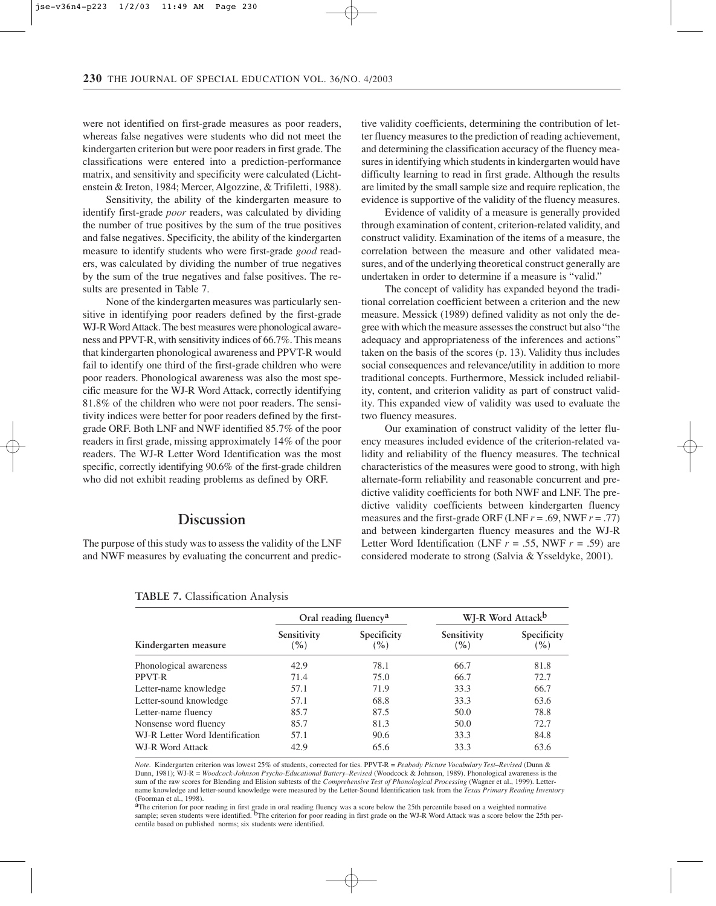were not identified on first-grade measures as poor readers, whereas false negatives were students who did not meet the kindergarten criterion but were poor readers in first grade. The classifications were entered into a prediction-performance matrix, and sensitivity and specificity were calculated (Lichtenstein & Ireton, 1984; Mercer, Algozzine, & Trifiletti, 1988).

Sensitivity, the ability of the kindergarten measure to identify first-grade *poor* readers, was calculated by dividing the number of true positives by the sum of the true positives and false negatives. Specificity, the ability of the kindergarten measure to identify students who were first-grade *good* readers, was calculated by dividing the number of true negatives by the sum of the true negatives and false positives. The results are presented in Table 7.

None of the kindergarten measures was particularly sensitive in identifying poor readers defined by the first-grade WJ-R Word Attack. The best measures were phonological awareness and PPVT-R, with sensitivity indices of 66.7%. This means that kindergarten phonological awareness and PPVT-R would fail to identify one third of the first-grade children who were poor readers. Phonological awareness was also the most specific measure for the WJ-R Word Attack, correctly identifying 81.8% of the children who were not poor readers. The sensitivity indices were better for poor readers defined by the first-grade ORF. Both LNF and NWF identified 85.7% of the poor readers in first grade, missing approximately 14% of the poor readers. The WJ-R Letter Word Identification was the most specific, correctly identifying 90.6% of the first-grade children who did not exhibit reading problems as defined by ORF.

## Discussion

The purpose of this study was to assess the validity of the LNF and NWF measures by evaluating the concurrent and predictive validity coefficients, determining the contribution of letter fluency measures to the prediction of reading achievement, and determining the classification accuracy of the fluency measures in identifying which students in kindergarten would have difficulty learning to read in first grade. Although the results are limited by the small sample size and require replication, the evidence is supportive of the validity of the fluency measures.

Evidence of validity of a measure is generally provided through examination of content, criterion-related validity, and construct validity. Examination of the items of a measure, the correlation between the measure and other validated measures, and of the underlying theoretical construct generally are undertaken in order to determine if a measure is "valid."

The concept of validity has expanded beyond the traditional correlation coefficient between a criterion and the new measure. Messick (1989) defined validity as not only the degree with which the measure assesses the construct but also "the adequacy and appropriateness of the inferences and actions" taken on the basis of the scores (p. 13). Validity thus includes social consequences and relevance/utility in addition to more traditional concepts. Furthermore, Messick included reliability, content, and criterion validity as part of construct validity. This expanded view of validity was used to evaluate the two fluency measures.

Our examination of construct validity of the letter fluency measures included evidence of the criterion-related validity and reliability of the fluency measures. The technical characteristics of the measures were good to strong, with high alternate-form reliability and reasonable concurrent and predictive validity coefficients for both NWF and LNF. The predictive validity coefficients between kindergarten fluency measures and the first-grade ORF (LNF $r = .69$, NWF $r = .77$) and between kindergarten fluency measures and the WJ-R Letter Word Identification (LNF $r = .55$, NWF $r = .59$) are considered moderate to strong (Salvia & Ysseldyke, 2001).

**TABLE 7.** Classification Analysis

| | Oral reading fluency[a] | | WJ-R Word Attack[b] | |
|---|---|---|---|---|
| Kindergarten measure | Sensitivity (%) | Specificity (%) | Sensitivity (%) | Specificity (%) |
| Phonological awareness | 42.9 | 78.1 | 66.7 | 81.8 |
| PPVT-R | 71.4 | 75.0 | 66.7 | 72.7 |
| Letter-name knowledge | 57.1 | 71.9 | 33.3 | 66.7 |
| Letter-sound knowledge | 57.1 | 68.8 | 33.3 | 63.6 |
| Letter-name fluency | 85.7 | 87.5 | 50.0 | 78.8 |
| Nonsense word fluency | 85.7 | 81.3 | 50.0 | 72.7 |
| WJ-R Letter Word Identification | 57.1 | 90.6 | 33.3 | 84.8 |
| WJ-R Word Attack | 42.9 | 65.6 | 33.3 | 63.6 |

*Note.* Kindergarten criterion was lowest 25% of students, corrected for ties. PPVT-R = *Peabody Picture Vocabulary Test–Revised* (Dunn & Dunn, 1981); WJ-R = *Woodcock-Johnson Psycho-Educational Battery–Revised* (Woodcock & Johnson, 1989). Phonological awareness is the sum of the raw scores for Blending and Elision subtests of the *Comprehensive Test of Phonological Processing* (Wagner et al., 1999). Letter-name knowledge and letter-sound knowledge were measured by the Letter-Sound Identification task from the *Texas Primary Reading Inventory* (Foorman et al., 1998).

[a]The criterion for poor reading in first grade in oral reading fluency was a score below the 25th percentile based on a weighted normative sample; seven students were identified. [b]The criterion for poor reading in first grade on the WJ-R Word Attack was a score below the 25th percentile based on published norms; six students were identified.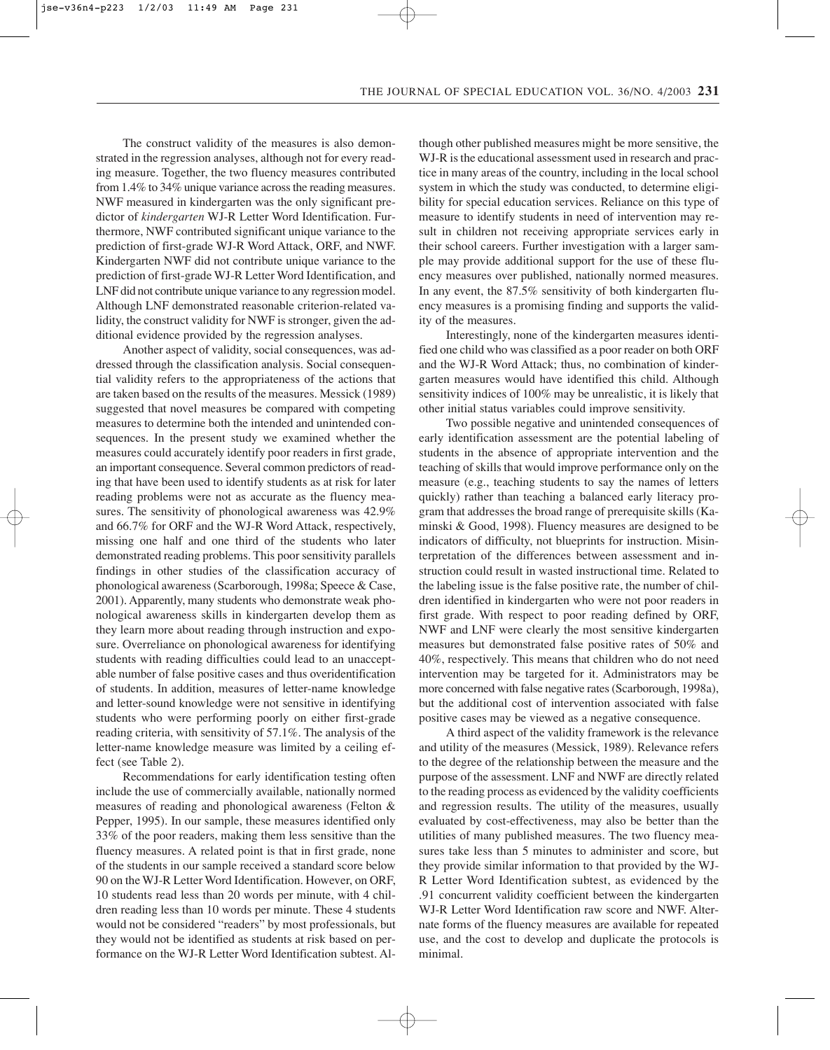The construct validity of the measures is also demonstrated in the regression analyses, although not for every reading measure. Together, the two fluency measures contributed from 1.4% to 34% unique variance across the reading measures. NWF measured in kindergarten was the only significant predictor of *kindergarten* WJ-R Letter Word Identification. Furthermore, NWF contributed significant unique variance to the prediction of first-grade WJ-R Word Attack, ORF, and NWF. Kindergarten NWF did not contribute unique variance to the prediction of first-grade WJ-R Letter Word Identification, and LNF did not contribute unique variance to any regression model. Although LNF demonstrated reasonable criterion-related validity, the construct validity for NWF is stronger, given the additional evidence provided by the regression analyses.

Another aspect of validity, social consequences, was addressed through the classification analysis. Social consequential validity refers to the appropriateness of the actions that are taken based on the results of the measures. Messick (1989) suggested that novel measures be compared with competing measures to determine both the intended and unintended consequences. In the present study we examined whether the measures could accurately identify poor readers in first grade, an important consequence. Several common predictors of reading that have been used to identify students as at risk for later reading problems were not as accurate as the fluency measures. The sensitivity of phonological awareness was 42.9% and 66.7% for ORF and the WJ-R Word Attack, respectively, missing one half and one third of the students who later demonstrated reading problems. This poor sensitivity parallels findings in other studies of the classification accuracy of phonological awareness (Scarborough, 1998a; Speece & Case, 2001). Apparently, many students who demonstrate weak phonological awareness skills in kindergarten develop them as they learn more about reading through instruction and exposure. Overreliance on phonological awareness for identifying students with reading difficulties could lead to an unacceptable number of false positive cases and thus overidentification of students. In addition, measures of letter-name knowledge and letter-sound knowledge were not sensitive in identifying students who were performing poorly on either first-grade reading criteria, with sensitivity of 57.1%. The analysis of the letter-name knowledge measure was limited by a ceiling effect (see Table 2).

Recommendations for early identification testing often include the use of commercially available, nationally normed measures of reading and phonological awareness (Felton & Pepper, 1995). In our sample, these measures identified only 33% of the poor readers, making them less sensitive than the fluency measures. A related point is that in first grade, none of the students in our sample received a standard score below 90 on the WJ-R Letter Word Identification. However, on ORF, 10 students read less than 20 words per minute, with 4 children reading less than 10 words per minute. These 4 students would not be considered "readers" by most professionals, but they would not be identified as students at risk based on performance on the WJ-R Letter Word Identification subtest. Although other published measures might be more sensitive, the WJ-R is the educational assessment used in research and practice in many areas of the country, including in the local school system in which the study was conducted, to determine eligibility for special education services. Reliance on this type of measure to identify students in need of intervention may result in children not receiving appropriate services early in their school careers. Further investigation with a larger sample may provide additional support for the use of these fluency measures over published, nationally normed measures. In any event, the 87.5% sensitivity of both kindergarten fluency measures is a promising finding and supports the validity of the measures.

Interestingly, none of the kindergarten measures identified one child who was classified as a poor reader on both ORF and the WJ-R Word Attack; thus, no combination of kindergarten measures would have identified this child. Although sensitivity indices of 100% may be unrealistic, it is likely that other initial status variables could improve sensitivity.

Two possible negative and unintended consequences of early identification assessment are the potential labeling of students in the absence of appropriate intervention and the teaching of skills that would improve performance only on the measure (e.g., teaching students to say the names of letters quickly) rather than teaching a balanced early literacy program that addresses the broad range of prerequisite skills (Kaminski & Good, 1998). Fluency measures are designed to be indicators of difficulty, not blueprints for instruction. Misinterpretation of the differences between assessment and instruction could result in wasted instructional time. Related to the labeling issue is the false positive rate, the number of children identified in kindergarten who were not poor readers in first grade. With respect to poor reading defined by ORF, NWF and LNF were clearly the most sensitive kindergarten measures but demonstrated false positive rates of 50% and 40%, respectively. This means that children who do not need intervention may be targeted for it. Administrators may be more concerned with false negative rates (Scarborough, 1998a), but the additional cost of intervention associated with false positive cases may be viewed as a negative consequence.

A third aspect of the validity framework is the relevance and utility of the measures (Messick, 1989). Relevance refers to the degree of the relationship between the measure and the purpose of the assessment. LNF and NWF are directly related to the reading process as evidenced by the validity coefficients and regression results. The utility of the measures, usually evaluated by cost-effectiveness, may also be better than the utilities of many published measures. The two fluency measures take less than 5 minutes to administer and score, but they provide similar information to that provided by the WJ-R Letter Word Identification subtest, as evidenced by the .91 concurrent validity coefficient between the kindergarten WJ-R Letter Word Identification raw score and NWF. Alternate forms of the fluency measures are available for repeated use, and the cost to develop and duplicate the protocols is minimal.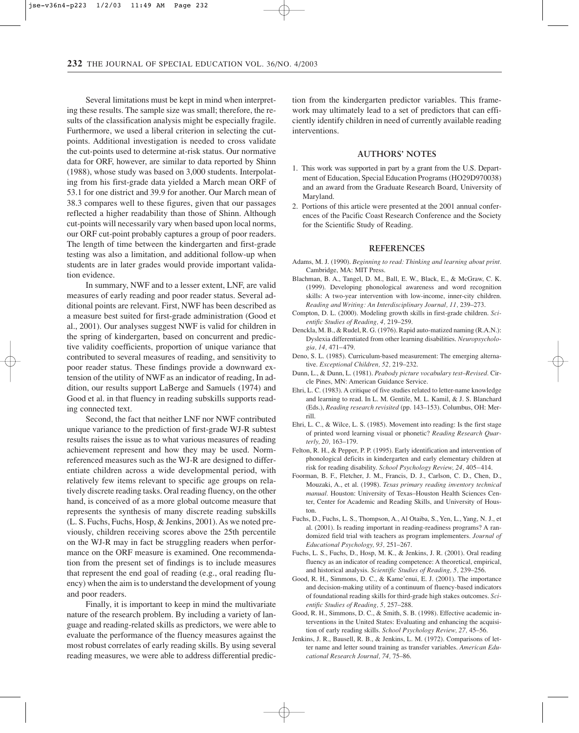Several limitations must be kept in mind when interpreting these results. The sample size was small; therefore, the results of the classification analysis might be especially fragile. Furthermore, we used a liberal criterion in selecting the cut-points. Additional investigation is needed to cross validate the cut-points used to determine at-risk status. Our normative data for ORF, however, are similar to data reported by Shinn (1988), whose study was based on 3,000 students. Interpolating from his first-grade data yielded a March mean ORF of 53.1 for one district and 39.9 for another. Our March mean of 38.3 compares well to these figures, given that our passages reflected a higher readability than those of Shinn. Although cut-points will necessarily vary when based upon local norms, our ORF cut-point probably captures a group of poor readers. The length of time between the kindergarten and first-grade testing was also a limitation, and additional follow-up when students are in later grades would provide important validation evidence.

In summary, NWF and to a lesser extent, LNF, are valid measures of early reading and poor reader status. Several additional points are relevant. First, NWF has been described as a measure best suited for first-grade administration (Good et al., 2001). Our analyses suggest NWF is valid for children in the spring of kindergarten, based on concurrent and predictive validity coefficients, proportion of unique variance that contributed to several measures of reading, and sensitivity to poor reader status. These findings provide a downward extension of the utility of NWF as an indicator of reading, In addition, our results support LaBerge and Samuels (1974) and Good et al. in that fluency in reading subskills supports reading connected text.

Second, the fact that neither LNF nor NWF contributed unique variance to the prediction of first-grade WJ-R subtest results raises the issue as to what various measures of reading achievement represent and how they may be used. Norm-referenced measures such as the WJ-R are designed to differentiate children across a wide developmental period, with relatively few items relevant to specific age groups on relatively discrete reading tasks. Oral reading fluency, on the other hand, is conceived of as a more global outcome measure that represents the synthesis of many discrete reading subskills (L. S. Fuchs, Fuchs, Hosp, & Jenkins, 2001). As we noted previously, children receiving scores above the 25th percentile on the WJ-R may in fact be struggling readers when performance on the ORF measure is examined. One recommendation from the present set of findings is to include measures that represent the end goal of reading (e.g., oral reading fluency) when the aim is to understand the development of young and poor readers.

Finally, it is important to keep in mind the multivariate nature of the research problem. By including a variety of language and reading-related skills as predictors, we were able to evaluate the performance of the fluency measures against the most robust correlates of early reading skills. By using several reading measures, we were able to address differential prediction from the kindergarten predictor variables. This framework may ultimately lead to a set of predictors that can efficiently identify children in need of currently available reading interventions.

## AUTHORS' NOTES

1. This work was supported in part by a grant from the U.S. Department of Education, Special Education Programs (HO29D970038) and an award from the Graduate Research Board, University of Maryland.
2. Portions of this article were presented at the 2001 annual conferences of the Pacific Coast Research Conference and the Society for the Scientific Study of Reading.

## REFERENCES

Adams, M. J. (1990). *Beginning to read: Thinking and learning about print.* Cambridge, MA: MIT Press.

Blachman, B. A., Tangel, D. M., Ball, E. W., Black, E., & McGraw, C. K. (1999). Developing phonological awareness and word recognition skills: A two-year intervention with low-income, inner-city children. *Reading and Writing: An Interdisciplinary Journal, 11,* 239–273.

Compton, D. L. (2000). Modeling growth skills in first-grade children. *Scientific Studies of Reading, 4,* 219–259.

Denckla, M. B., & Rudel, R. G. (1976). Rapid auto-matized naming (R.A.N.): Dyslexia differentiated from other learning disabilities. *Neuropsychologia, 14,* 471–479.

Deno, S. L. (1985). Curriculum-based measurement: The emerging alternative. *Exceptional Children, 52,* 219–232.

Dunn, L., & Dunn, L. (1981). *Peabody picture vocabulary test–Revised.* Circle Pines, MN: American Guidance Service.

Ehri, L. C. (1983). A critique of five studies related to letter-name knowledge and learning to read. In L. M. Gentile, M. L. Kamil, & J. S. Blanchard (Eds.), *Reading research revisited* (pp. 143–153). Columbus, OH: Merrill.

Ehri, L. C., & Wilce, L. S. (1985). Movement into reading: Is the first stage of printed word learning visual or phonetic? *Reading Research Quarterly, 20,* 163–179.

Felton, R. H., & Pepper, P. P. (1995). Early identification and intervention of phonological deficits in kindergarten and early elementary children at risk for reading disability. *School Psychology Review, 24,* 405–414.

Foorman, B. F., Fletcher, J. M., Francis, D. J., Carlson, C. D., Chen, D., Mouzaki, A., et al. (1998). *Texas primary reading inventory technical manual.* Houston: University of Texas–Houston Health Sciences Center, Center for Academic and Reading Skills, and University of Houston.

Fuchs, D., Fuchs, L. S., Thompson, A., Al Otaiba, S., Yen, L., Yang, N. J., et al. (2001). Is reading important in reading-readiness programs? A randomized field trial with teachers as program implementers. *Journal of Educational Psychology, 93,* 251–267.

Fuchs, L. S., Fuchs, D., Hosp, M. K., & Jenkins, J. R. (2001). Oral reading fluency as an indicator of reading competence: A theoretical, empirical, and historical analysis. *Scientific Studies of Reading, 5,* 239–256.

Good, R. H., Simmons, D. C., & Kame'enui, E. J. (2001). The importance and decision-making utility of a continuum of fluency-based indicators of foundational reading skills for third-grade high stakes outcomes. *Scientific Studies of Reading, 5,* 257–288.

Good, R. H., Simmons, D. C., & Smith, S. B. (1998). Effective academic interventions in the United States: Evaluating and enhancing the acquisition of early reading skills. *School Psychology Review, 27,* 45–56.

Jenkins, J. R., Bausell, R. B., & Jenkins, L. M. (1972). Comparisons of letter name and letter sound training as transfer variables. *American Educational Research Journal, 74,* 75–86.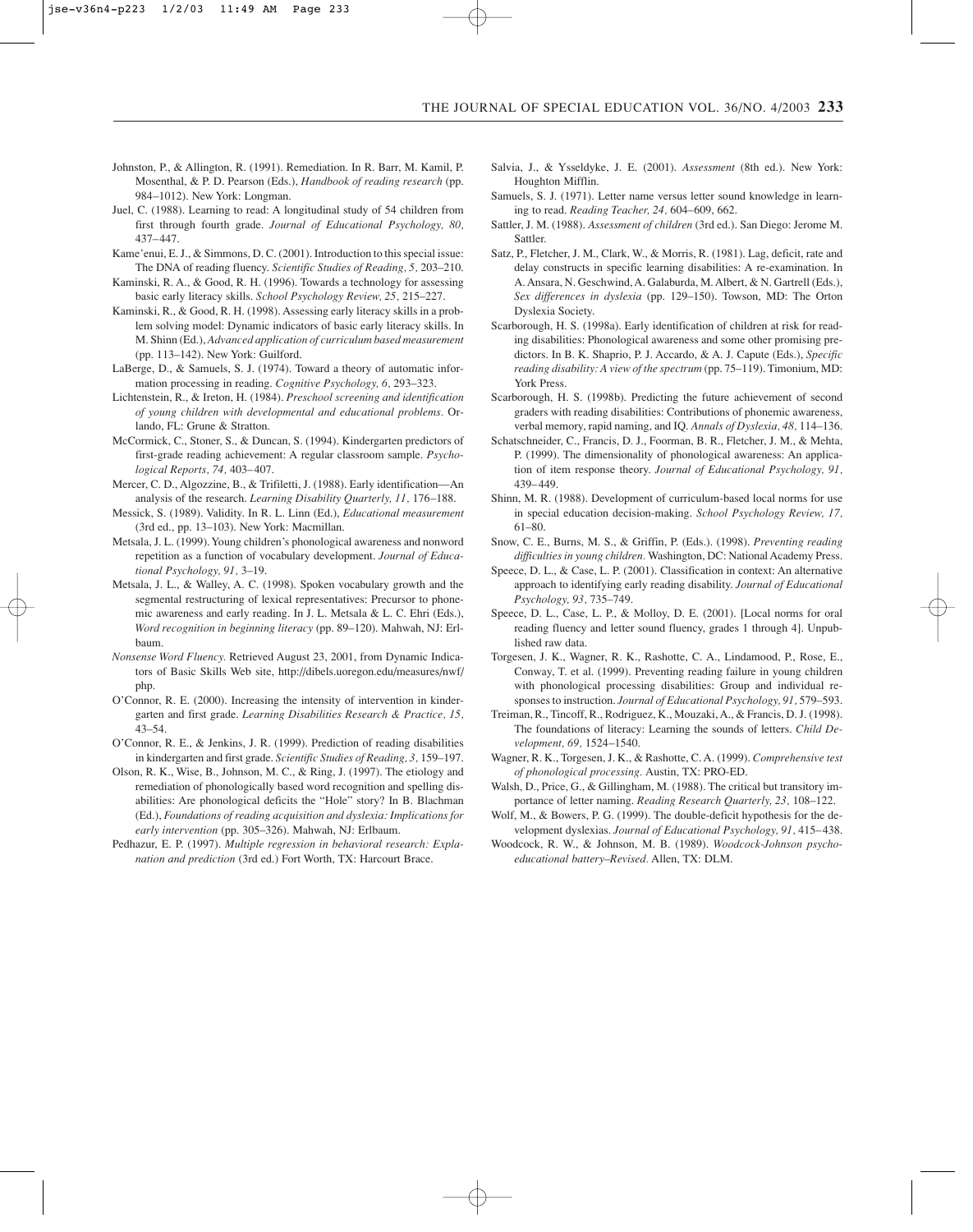Johnston, P., & Allington, R. (1991). Remediation. In R. Barr, M. Kamil, P. Mosenthal, & P. D. Pearson (Eds.), *Handbook of reading research* (pp. 984–1012). New York: Longman.

Juel, C. (1988). Learning to read: A longitudinal study of 54 children from first through fourth grade. *Journal of Educational Psychology, 80,* 437–447.

Kame'enui, E. J., & Simmons, D. C. (2001). Introduction to this special issue: The DNA of reading fluency. *Scientific Studies of Reading, 5,* 203–210.

Kaminski, R. A., & Good, R. H. (1996). Towards a technology for assessing basic early literacy skills. *School Psychology Review, 25,* 215–227.

Kaminski, R., & Good, R. H. (1998). Assessing early literacy skills in a problem solving model: Dynamic indicators of basic early literacy skills. In M. Shinn (Ed.), *Advanced application of curriculum based measurement* (pp. 113–142). New York: Guilford.

LaBerge, D., & Samuels, S. J. (1974). Toward a theory of automatic information processing in reading. *Cognitive Psychology, 6,* 293–323.

Lichtenstein, R., & Ireton, H. (1984). *Preschool screening and identification of young children with developmental and educational problems.* Orlando, FL: Grune & Stratton.

McCormick, C., Stoner, S., & Duncan, S. (1994). Kindergarten predictors of first-grade reading achievement: A regular classroom sample. *Psychological Reports, 74,* 403–407.

Mercer, C. D., Algozzine, B., & Trifiletti, J. (1988). Early identification—An analysis of the research. *Learning Disability Quarterly, 11,* 176–188.

Messick, S. (1989). Validity. In R. L. Linn (Ed.), *Educational measurement* (3rd ed., pp. 13–103). New York: Macmillan.

Metsala, J. L. (1999). Young children's phonological awareness and nonword repetition as a function of vocabulary development. *Journal of Educational Psychology, 91,* 3–19.

Metsala, J. L., & Walley, A. C. (1998). Spoken vocabulary growth and the segmental restructuring of lexical representatives: Precursor to phonemic awareness and early reading. In J. L. Metsala & L. C. Ehri (Eds.), *Word recognition in beginning literacy* (pp. 89–120). Mahwah, NJ: Erlbaum.

*Nonsense Word Fluency.* Retrieved August 23, 2001, from Dynamic Indicators of Basic Skills Web site, http://dibels.uoregon.edu/measures/nwf/php.

O'Connor, R. E. (2000). Increasing the intensity of intervention in kindergarten and first grade. *Learning Disabilities Research & Practice, 15,* 43–54.

O'Connor, R. E., & Jenkins, J. R. (1999). Prediction of reading disabilities in kindergarten and first grade. *Scientific Studies of Reading, 3,* 159–197.

Olson, R. K., Wise, B., Johnson, M. C., & Ring, J. (1997). The etiology and remediation of phonologically based word recognition and spelling disabilities: Are phonological deficits the "Hole" story? In B. Blachman (Ed.), *Foundations of reading acquisition and dyslexia: Implications for early intervention* (pp. 305–326). Mahwah, NJ: Erlbaum.

Pedhazur, E. P. (1997). *Multiple regression in behavioral research: Explanation and prediction* (3rd ed.) Fort Worth, TX: Harcourt Brace.

Salvia, J., & Ysseldyke, J. E. (2001). *Assessment* (8th ed.). New York: Houghton Mifflin.

Samuels, S. J. (1971). Letter name versus letter sound knowledge in learning to read. *Reading Teacher, 24,* 604–609, 662.

Sattler, J. M. (1988). *Assessment of children* (3rd ed.). San Diego: Jerome M. Sattler.

Satz, P., Fletcher, J. M., Clark, W., & Morris, R. (1981). Lag, deficit, rate and delay constructs in specific learning disabilities: A re-examination. In A. Ansara, N. Geschwind, A. Galaburda, M. Albert, & N. Gartrell (Eds.), *Sex differences in dyslexia* (pp. 129–150). Towson, MD: The Orton Dyslexia Society.

Scarborough, H. S. (1998a). Early identification of children at risk for reading disabilities: Phonological awareness and some other promising predictors. In B. K. Shaprio, P. J. Accardo, & A. J. Capute (Eds.), *Specific reading disability: A view of the spectrum* (pp. 75–119). Timonium, MD: York Press.

Scarborough, H. S. (1998b). Predicting the future achievement of second graders with reading disabilities: Contributions of phonemic awareness, verbal memory, rapid naming, and IQ. *Annals of Dyslexia, 48,* 114–136.

Schatschneider, C., Francis, D. J., Foorman, B. R., Fletcher, J. M., & Mehta, P. (1999). The dimensionality of phonological awareness: An application of item response theory. *Journal of Educational Psychology, 91,* 439–449.

Shinn, M. R. (1988). Development of curriculum-based local norms for use in special education decision-making. *School Psychology Review, 17,* 61–80.

Snow, C. E., Burns, M. S., & Griffin, P. (Eds.). (1998). *Preventing reading difficulties in young children.* Washington, DC: National Academy Press.

Speece, D. L., & Case, L. P. (2001). Classification in context: An alternative approach to identifying early reading disability. *Journal of Educational Psychology, 93,* 735–749.

Speece, D. L., Case, L. P., & Molloy, D. E. (2001). [Local norms for oral reading fluency and letter sound fluency, grades 1 through 4]. Unpublished raw data.

Torgesen, J. K., Wagner, R. K., Rashotte, C. A., Lindamood, P., Rose, E., Conway, T. et al. (1999). Preventing reading failure in young children with phonological processing disabilities: Group and individual responses to instruction. *Journal of Educational Psychology, 91,* 579–593.

Treiman, R., Tincoff, R., Rodriguez, K., Mouzaki, A., & Francis, D. J. (1998). The foundations of literacy: Learning the sounds of letters. *Child Development, 69,* 1524–1540.

Wagner, R. K., Torgesen, J. K., & Rashotte, C. A. (1999). *Comprehensive test of phonological processing.* Austin, TX: PRO-ED.

Walsh, D., Price, G., & Gillingham, M. (1988). The critical but transitory importance of letter naming. *Reading Research Quarterly, 23,* 108–122.

Wolf, M., & Bowers, P. G. (1999). The double-deficit hypothesis for the development dyslexias. *Journal of Educational Psychology, 91,* 415–438.

Woodcock, R. W., & Johnson, M. B. (1989). *Woodcock-Johnson psychoeducational battery–Revised.* Allen, TX: DLM.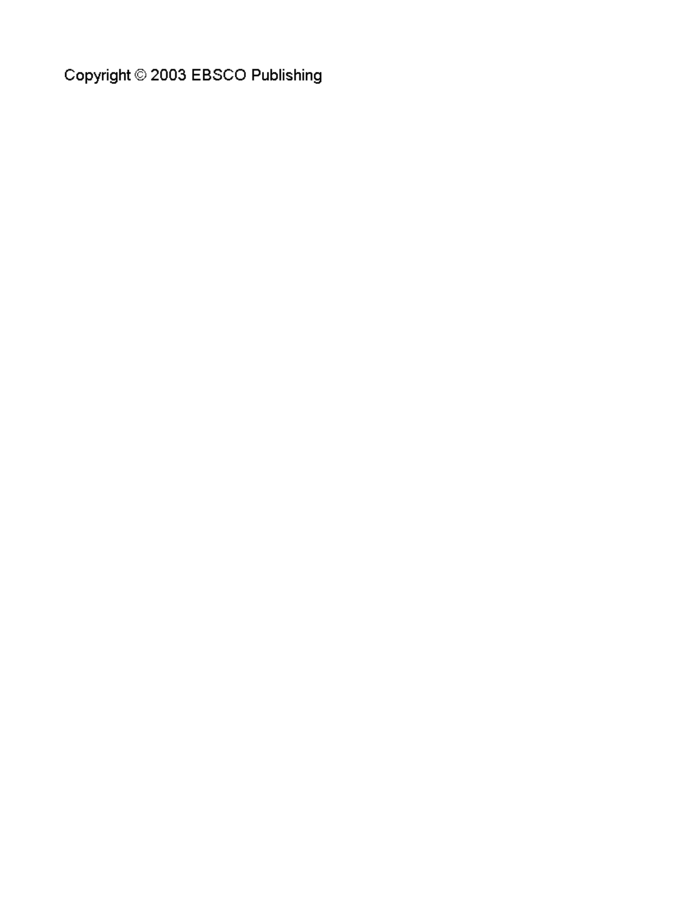Copyright © 2003 EBSCO Publishing